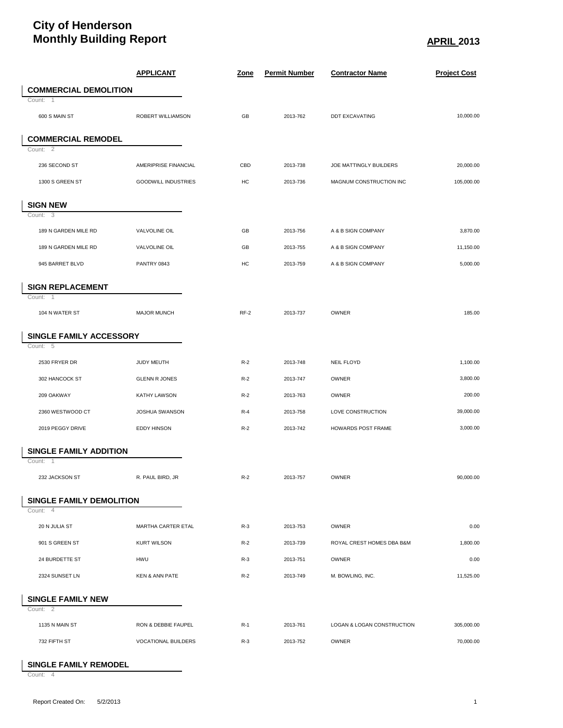# City of Henderson
# Monthly Building Report

**APRIL 2013**

| | APPLICANT | Zone | Permit Number | Contractor Name | Project Cost |
|---|---|---|---|---|---|
| **COMMERCIAL DEMOLITION** | | | | | |
| Count: 1 | | | | | |
| 600 S MAIN ST | ROBERT WILLIAMSON | GB | 2013-762 | DDT EXCAVATING | 10,000.00 |
| **COMMERCIAL REMODEL** | | | | | |
| Count: 2 | | | | | |
| 236 SECOND ST | AMERIPRISE FINANCIAL | CBD | 2013-738 | JOE MATTINGLY BUILDERS | 20,000.00 |
| 1300 S GREEN ST | GOODWILL INDUSTRIES | HC | 2013-736 | MAGNUM CONSTRUCTION INC | 105,000.00 |
| **SIGN NEW** | | | | | |
| Count: 3 | | | | | |
| 189 N GARDEN MILE RD | VALVOLINE OIL | GB | 2013-756 | A & B SIGN COMPANY | 3,870.00 |
| 189 N GARDEN MILE RD | VALVOLINE OIL | GB | 2013-755 | A & B SIGN COMPANY | 11,150.00 |
| 945 BARRET BLVD | PANTRY 0843 | HC | 2013-759 | A & B SIGN COMPANY | 5,000.00 |
| **SIGN REPLACEMENT** | | | | | |
| Count: 1 | | | | | |
| 104 N WATER ST | MAJOR MUNCH | RF-2 | 2013-737 | OWNER | 185.00 |
| **SINGLE FAMILY ACCESSORY** | | | | | |
| Count: 5 | | | | | |
| 2530 FRYER DR | JUDY MEUTH | R-2 | 2013-748 | NEIL FLOYD | 1,100.00 |
| 302 HANCOCK ST | GLENN R JONES | R-2 | 2013-747 | OWNER | 3,800.00 |
| 209 OAKWAY | KATHY LAWSON | R-2 | 2013-763 | OWNER | 200.00 |
| 2360 WESTWOOD CT | JOSHUA SWANSON | R-4 | 2013-758 | LOVE CONSTRUCTION | 39,000.00 |
| 2019 PEGGY DRIVE | EDDY HINSON | R-2 | 2013-742 | HOWARDS POST FRAME | 3,000.00 |
| **SINGLE FAMILY ADDITION** | | | | | |
| Count: 1 | | | | | |
| 232 JACKSON ST | R. PAUL BIRD, JR | R-2 | 2013-757 | OWNER | 90,000.00 |
| **SINGLE FAMILY DEMOLITION** | | | | | |
| Count: 4 | | | | | |
| 20 N JULIA ST | MARTHA CARTER ETAL | R-3 | 2013-753 | OWNER | 0.00 |
| 901 S GREEN ST | KURT WILSON | R-2 | 2013-739 | ROYAL CREST HOMES DBA B&M | 1,800.00 |
| 24 BURDETTE ST | HWU | R-3 | 2013-751 | OWNER | 0.00 |
| 2324 SUNSET LN | KEN & ANN PATE | R-2 | 2013-749 | M. BOWLING, INC. | 11,525.00 |
| **SINGLE FAMILY NEW** | | | | | |
| Count: 2 | | | | | |
| 1135 N MAIN ST | RON & DEBBIE FAUPEL | R-1 | 2013-761 | LOGAN & LOGAN CONSTRUCTION | 305,000.00 |
| 732 FIFTH ST | VOCATIONAL BUILDERS | R-3 | 2013-752 | OWNER | 70,000.00 |
| **SINGLE FAMILY REMODEL** | | | | | |
| Count: 4 | | | | | |

Report Created On: 5/2/2013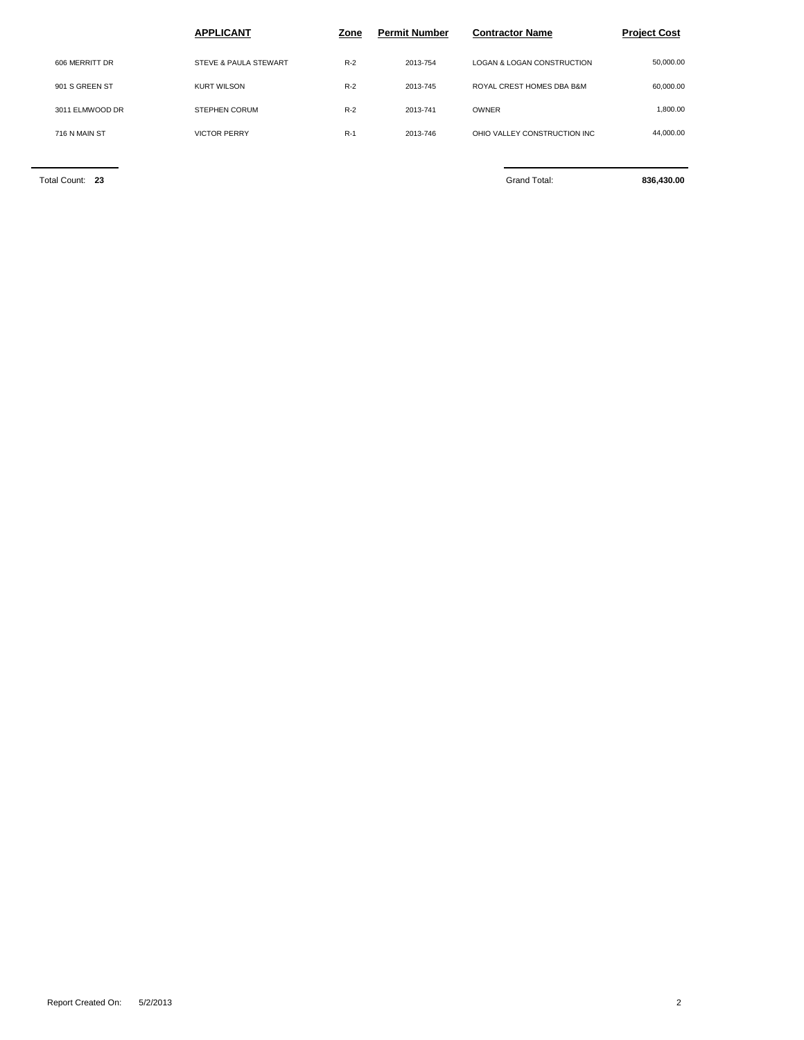| | APPLICANT | Zone | Permit Number | Contractor Name | Project Cost |
|---|---|---|---|---|---|
| 606 MERRITT DR | STEVE & PAULA STEWART | R-2 | 2013-754 | LOGAN & LOGAN CONSTRUCTION | 50,000.00 |
| 901 S GREEN ST | KURT WILSON | R-2 | 2013-745 | ROYAL CREST HOMES DBA B&M | 60,000.00 |
| 3011 ELMWOOD DR | STEPHEN CORUM | R-2 | 2013-741 | OWNER | 1,800.00 |
| 716 N MAIN ST | VICTOR PERRY | R-1 | 2013-746 | OHIO VALLEY CONSTRUCTION INC | 44,000.00 |

Total Count: **23**

Grand Total: **836,430.00**

Report Created On: 5/2/2013